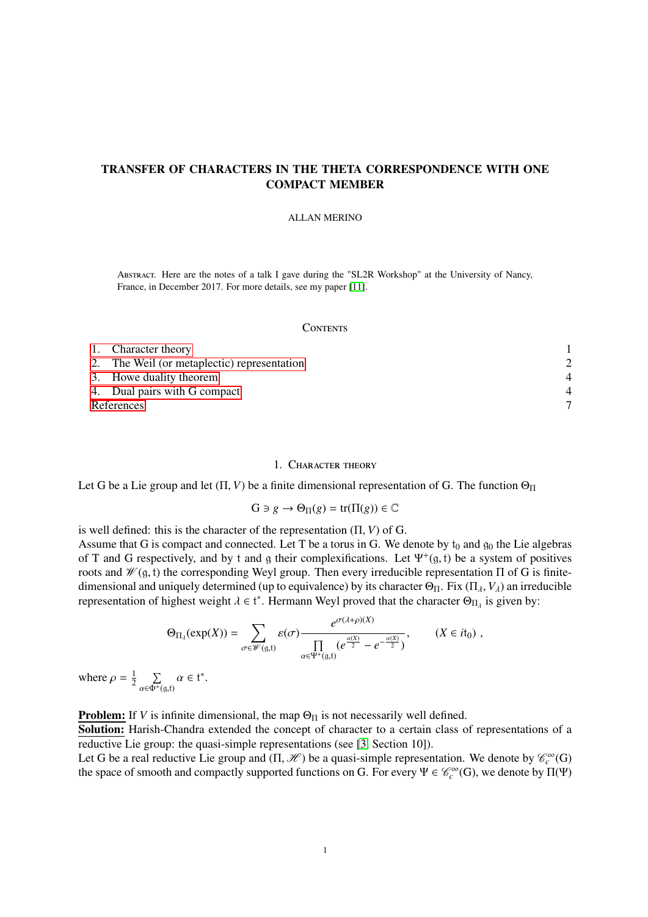# TRANSFER OF CHARACTERS IN THE THETA CORRESPONDENCE WITH ONE COMPACT MEMBER

ALLAN MERINO

Abstract. Here are the notes of a talk I gave during the "SL2R Workshop" at the University of Nancy, France, in December 2017. For more details, see my paper [11].

## Contents

1. Character theory — 1
2. The Weil (or metaplectic) representation — 2
3. Howe duality theorem — 4
4. Dual pairs with G compact — 4

References — 7

## 1. Character theory

Let G be a Lie group and let $(\Pi, V)$ be a finite dimensional representation of G. The function $\Theta_\Pi$

$$\mathrm{G} \ni g \to \Theta_\Pi(g) = \mathrm{tr}(\Pi(g)) \in \mathbb{C}$$

is well defined: this is the character of the representation $(\Pi, V)$ of G.
Assume that G is compact and connected. Let T be a torus in G. We denote by $\mathfrak{t}_0$ and $\mathfrak{g}_0$ the Lie algebras of T and G respectively, and by $\mathfrak{t}$ and $\mathfrak{g}$ their complexifications. Let $\Psi^+(\mathfrak{g}, \mathfrak{t})$ be a system of positives roots and $\mathscr{W}(\mathfrak{g}, \mathfrak{t})$ the corresponding Weyl group. Then every irreducible representation $\Pi$ of G is finite-dimensional and uniquely determined (up to equivalence) by its character $\Theta_\Pi$. Fix $(\Pi_\lambda, V_\lambda)$ an irreducible representation of highest weight $\lambda \in \mathfrak{t}^*$. Hermann Weyl proved that the character $\Theta_{\Pi_\lambda}$ is given by:

$$\Theta_{\Pi_\lambda}(\exp(X)) = \sum_{\sigma \in \mathscr{W}(\mathfrak{g},\mathfrak{t})} \varepsilon(\sigma) \frac{e^{\sigma(\lambda+\rho)(X)}}{\prod\limits_{\alpha \in \Psi^+(\mathfrak{g},\mathfrak{t})} (e^{\frac{\alpha(X)}{2}} - e^{-\frac{\alpha(X)}{2}})}, \qquad (X \in i\mathfrak{t}_0)\ ,$$

where $\rho = \frac{1}{2} \sum\limits_{\alpha \in \Phi^+(\mathfrak{g},\mathfrak{t})} \alpha \in \mathfrak{t}^*$.

**Problem:** If $V$ is infinite dimensional, the map $\Theta_\Pi$ is not necessarily well defined.
**Solution:** Harish-Chandra extended the concept of character to a certain class of representations of a reductive Lie group: the quasi-simple representations (see [3, Section 10]).
Let G be a real reductive Lie group and $(\Pi, \mathscr{H})$ be a quasi-simple representation. We denote by $\mathscr{C}_c^\infty(\mathrm{G})$ the space of smooth and compactly supported functions on G. For every $\Psi \in \mathscr{C}_c^\infty(\mathrm{G})$, we denote by $\Pi(\Psi)$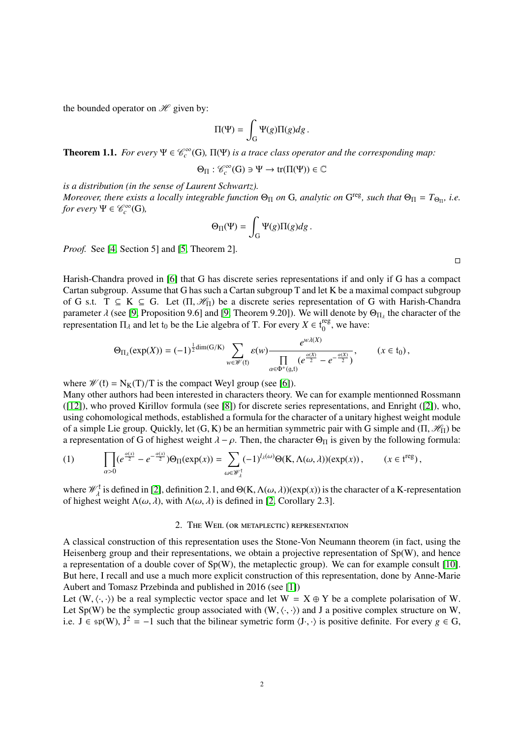the bounded operator on $\mathscr{H}$ given by:

$$\Pi(\Psi) = \int_{\mathrm{G}} \Psi(g)\Pi(g)dg\,.$$

**Theorem 1.1.** *For every $\Psi \in \mathscr{C}_c^\infty(\mathrm{G})$, $\Pi(\Psi)$ is a trace class operator and the corresponding map:*

$$\Theta_\Pi : \mathscr{C}_c^\infty(\mathrm{G}) \ni \Psi \to \mathrm{tr}(\Pi(\Psi)) \in \mathbb{C}$$

*is a distribution (in the sense of Laurent Schwartz).*
*Moreover, there exists a locally integrable function $\Theta_\Pi$ on G, analytic on $\mathrm{G}^{\mathrm{reg}}$, such that $\Theta_\Pi = T_{\Theta_\Pi}$, i.e. for every $\Psi \in \mathscr{C}_c^\infty(\mathrm{G})$,*

$$\Theta_\Pi(\Psi) = \int_{\mathrm{G}} \Psi(g)\Pi(g)dg\,.$$

*Proof.* See [4, Section 5] and [5, Theorem 2]. □

Harish-Chandra proved in [6] that G has discrete series representations if and only if G has a compact Cartan subgroup. Assume that G has such a Cartan subgroup T and let K be a maximal compact subgroup of G s.t. $\mathrm{T} \subseteq \mathrm{K} \subseteq \mathrm{G}$. Let $(\Pi, \mathscr{H}_\Pi)$ be a discrete series representation of G with Harish-Chandra parameter $\lambda$ (see [9, Proposition 9.6] and [9, Theorem 9.20]). We will denote by $\Theta_{\Pi_\lambda}$ the character of the representation $\Pi_\lambda$ and let $\mathfrak{t}_0$ be the Lie algebra of T. For every $X \in \mathfrak{t}_0^{\mathrm{reg}}$, we have:

$$\Theta_{\Pi_\lambda}(\exp(X)) = (-1)^{\frac{1}{2}\dim(\mathrm{G}/\mathrm{K})} \sum_{w \in \mathscr{W}(\mathfrak{t})} \varepsilon(w) \frac{e^{w\lambda(X)}}{\prod\limits_{\alpha \in \Phi^+(\mathfrak{g},\mathfrak{t})} (e^{\frac{\alpha(X)}{2}} - e^{-\frac{\alpha(X)}{2}})}\,, \qquad (x \in \mathfrak{t}_0)\,,$$

where $\mathscr{W}(\mathfrak{t}) = \mathrm{N}_{\mathrm{K}}(\mathrm{T})/\mathrm{T}$ is the compact Weyl group (see [6]).
Many other authors had been interested in characters theory. We can for example mentionned Rossmann ([12]), who proved Kirillov formula (see [8]) for discrete series representations, and Enright ([2]), who, using cohomological methods, established a formula for the character of a unitary highest weight module of a simple Lie group. Quickly, let (G, K) be an hermitian symmetric pair with G simple and $(\Pi, \mathscr{H}_\Pi)$ be a representation of G of highest weight $\lambda - \rho$. Then, the character $\Theta_\Pi$ is given by the following formula:

$$\prod_{\alpha>0}(e^{\frac{\alpha(x)}{2}} - e^{-\frac{\alpha(x)}{2}})\Theta_\Pi(\exp(x)) = \sum_{\omega \in \mathscr{W}_\lambda^{\mathfrak{t}}} (-1)^{l_\lambda(\omega)}\Theta(\mathrm{K}, \Lambda(\omega,\lambda))(\exp(x))\,, \qquad (x \in \mathfrak{t}^{\mathrm{reg}})\,, \tag{1}$$

where $\mathscr{W}_\lambda^{\mathfrak{t}}$ is defined in [2], definition 2.1, and $\Theta(\mathrm{K}, \Lambda(\omega,\lambda))(\exp(x))$ is the character of a K-representation of highest weight $\Lambda(\omega,\lambda)$, with $\Lambda(\omega,\lambda)$ is defined in [2, Corollary 2.3].

## 2. The Weil (or metaplectic) representation

A classical construction of this representation uses the Stone-Von Neumann theorem (in fact, using the Heisenberg group and their representations, we obtain a projective representation of Sp(W), and hence a representation of a double cover of Sp(W), the metaplectic group). We can for example consult [10]. But here, I recall and use a much more explicit construction of this representation, done by Anne-Marie Aubert and Tomasz Przebinda and published in 2016 (see [1])

Let $(\mathrm{W}, \langle\cdot,\cdot\rangle)$ be a real symplectic vector space and let $\mathrm{W} = \mathrm{X} \oplus \mathrm{Y}$ be a complete polarisation of W. Let Sp(W) be the symplectic group associated with $(\mathrm{W}, \langle\cdot,\cdot\rangle)$ and J a positive complex structure on W, i.e. $\mathrm{J} \in \mathfrak{sp}(\mathrm{W})$, $\mathrm{J}^2 = -1$ such that the bilinear symetric form $\langle \mathrm{J}\cdot,\cdot\rangle$ is positive definite. For every $g \in \mathrm{G}$,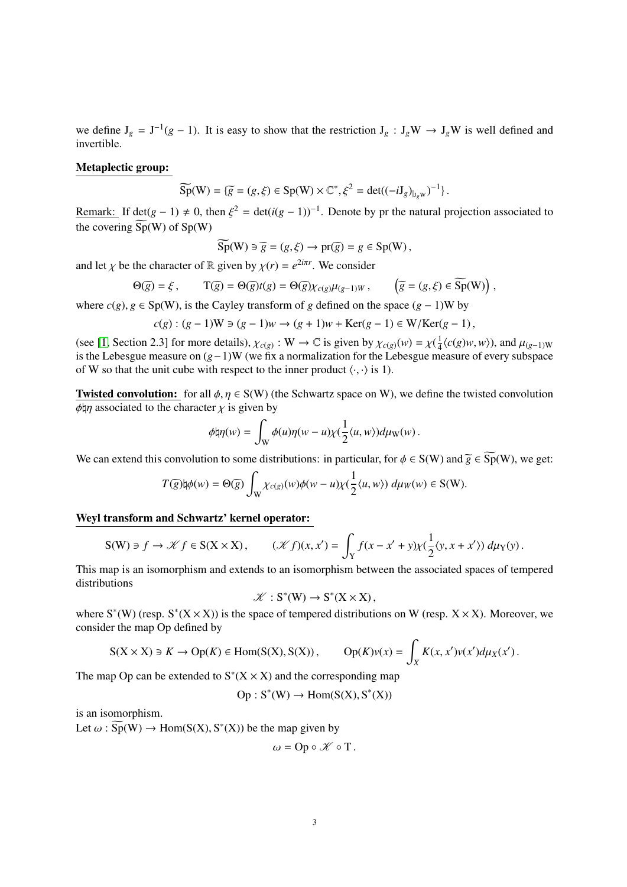we define $\mathrm{J}_g = \mathrm{J}^{-1}(g-1)$. It is easy to show that the restriction $\mathrm{J}_g : \mathrm{J}_g\mathrm{W} \to \mathrm{J}_g\mathrm{W}$ is well defined and invertible.

**Metaplectic group:**

$$\widetilde{\mathrm{Sp}}(\mathrm{W}) = \{\widetilde{g} = (g,\xi) \in \mathrm{Sp}(\mathrm{W}) \times \mathbb{C}^*, \xi^2 = \det((-i\mathrm{J}_g)_{|_{\mathrm{J}_g\mathrm{W}}})^{-1}\}.$$

Remark: If $\det(g-1) \neq 0$, then $\xi^2 = \det(i(g-1))^{-1}$. Denote by pr the natural projection associated to the covering $\widetilde{\mathrm{Sp}}(\mathrm{W})$ of $\mathrm{Sp}(\mathrm{W})$

$$\widetilde{\mathrm{Sp}}(\mathrm{W}) \ni \widetilde{g} = (g,\xi) \to \mathrm{pr}(\widetilde{g}) = g \in \mathrm{Sp}(\mathrm{W}),$$

and let $\chi$ be the character of $\mathbb{R}$ given by $\chi(r) = e^{2i\pi r}$. We consider

$$\Theta(\widetilde{g}) = \xi, \qquad \mathrm{T}(\widetilde{g}) = \Theta(\widetilde{g})t(g) = \Theta(\widetilde{g})\chi_{c(g)}\mu_{(g-1)W}, \qquad \left(\widetilde{g} = (g,\xi) \in \widetilde{\mathrm{Sp}}(\mathrm{W})\right),$$

where $c(g), g \in \mathrm{Sp}(\mathrm{W})$, is the Cayley transform of $g$ defined on the space $(g-1)\mathrm{W}$ by

$$c(g) : (g-1)\mathrm{W} \ni (g-1)w \to (g+1)w + \mathrm{Ker}(g-1) \in \mathrm{W}/\mathrm{Ker}(g-1),$$

(see [1, Section 2.3] for more details), $\chi_{c(g)} : \mathrm{W} \to \mathbb{C}$ is given by $\chi_{c(g)}(w) = \chi(\frac{1}{4}\langle c(g)w, w\rangle)$, and $\mu_{(g-1)\mathrm{W}}$ is the Lebesgue measure on $(g-1)\mathrm{W}$ (we fix a normalization for the Lebesgue measure of every subspace of W so that the unit cube with respect to the inner product $\langle\cdot,\cdot\rangle$ is 1).

**Twisted convolution:** for all $\phi, \eta \in \mathrm{S}(\mathrm{W})$ (the Schwartz space on W), we define the twisted convolution $\phi\natural\eta$ associated to the character $\chi$ is given by

$$\phi\natural\eta(w) = \int_{\mathrm{W}} \phi(u)\eta(w-u)\chi(\frac{1}{2}\langle u, w\rangle)d\mu_{\mathrm{W}}(w).$$

We can extend this convolution to some distributions: in particular, for $\phi \in \mathrm{S}(\mathrm{W})$ and $\widetilde{g} \in \widetilde{\mathrm{Sp}}(\mathrm{W})$, we get:

$$T(\widetilde{g})\natural\phi(w) = \Theta(\widetilde{g}) \int_{\mathrm{W}} \chi_{c(g)}(w)\phi(w-u)\chi(\frac{1}{2}\langle u, w\rangle)\, d\mu_W(w) \in \mathrm{S}(\mathrm{W}).$$

**Weyl transform and Schwartz' kernel operator:**

$$\mathrm{S}(\mathrm{W}) \ni f \to \mathscr{K} f \in \mathrm{S}(\mathrm{X}\times\mathrm{X}), \qquad (\mathscr{K} f)(x,x') = \int_{\mathrm{Y}} f(x-x'+y)\chi(\frac{1}{2}\langle y, x+x'\rangle)\, d\mu_{\mathrm{Y}}(y).$$

This map is an isomorphism and extends to an isomorphism between the associated spaces of tempered distributions

$$\mathscr{K} : \mathrm{S}^*(\mathrm{W}) \to \mathrm{S}^*(\mathrm{X}\times\mathrm{X}),$$

where $\mathrm{S}^*(\mathrm{W})$ (resp. $\mathrm{S}^*(\mathrm{X}\times\mathrm{X})$) is the space of tempered distributions on W (resp. $\mathrm{X}\times\mathrm{X}$). Moreover, we consider the map Op defined by

$$\mathrm{S}(\mathrm{X}\times\mathrm{X}) \ni K \to \mathrm{Op}(K) \in \mathrm{Hom}(\mathrm{S}(\mathrm{X}), \mathrm{S}(\mathrm{X})), \qquad \mathrm{Op}(K)v(x) = \int_X K(x,x')v(x')d\mu_X(x').$$

The map Op can be extended to $\mathrm{S}^*(\mathrm{X}\times\mathrm{X})$ and the corresponding map

$$\mathrm{Op} : \mathrm{S}^*(\mathrm{W}) \to \mathrm{Hom}(\mathrm{S}(\mathrm{X}), \mathrm{S}^*(\mathrm{X}))$$

is an isomorphism.

Let $\omega : \widetilde{\mathrm{Sp}}(\mathrm{W}) \to \mathrm{Hom}(\mathrm{S}(\mathrm{X}), \mathrm{S}^*(\mathrm{X}))$ be the map given by

$$\omega = \mathrm{Op} \circ \mathscr{K} \circ \mathrm{T}.$$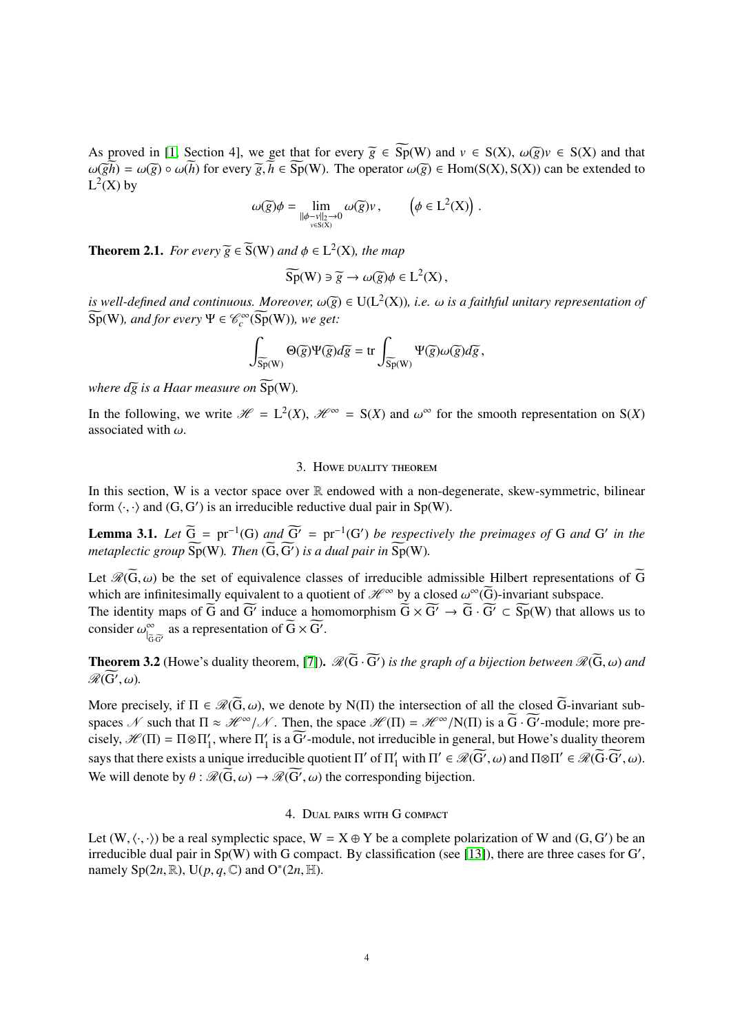As proved in [1, Section 4], we get that for every $\widetilde{g} \in \widetilde{\mathrm{Sp}}(\mathrm{W})$ and $v \in \mathrm{S}(\mathrm{X})$, $\omega(\widetilde{g})v \in \mathrm{S}(\mathrm{X})$ and that $\omega(\widetilde{gh}) = \omega(\widetilde{g}) \circ \omega(\widetilde{h})$ for every $\widetilde{g}, \widetilde{h} \in \widetilde{\mathrm{Sp}}(\mathrm{W})$. The operator $\omega(\widetilde{g}) \in \mathrm{Hom}(\mathrm{S}(\mathrm{X}), \mathrm{S}(\mathrm{X}))$ can be extended to $\mathrm{L}^2(\mathrm{X})$ by

$$\omega(\widetilde{g})\phi = \lim_{\substack{\|\phi - v\|_2 \to 0 \\ v \in \mathrm{S}(\mathrm{X})}} \omega(\widetilde{g})v \,, \qquad \left(\phi \in \mathrm{L}^2(\mathrm{X})\right).$$

**Theorem 2.1.** *For every $\widetilde{g} \in \widetilde{\mathrm{S}}(\mathrm{W})$ and $\phi \in \mathrm{L}^2(\mathrm{X})$, the map*

$$\widetilde{\mathrm{Sp}}(\mathrm{W}) \ni \widetilde{g} \to \omega(\widetilde{g})\phi \in \mathrm{L}^2(\mathrm{X}) \,,$$

*is well-defined and continuous. Moreover, $\omega(\widetilde{g}) \in \mathrm{U}(\mathrm{L}^2(\mathrm{X}))$, i.e. $\omega$ is a faithful unitary representation of $\widetilde{\mathrm{Sp}}(\mathrm{W})$, and for every $\Psi \in \mathscr{C}_c^\infty(\widetilde{\mathrm{Sp}}(\mathrm{W}))$, we get:*

$$\int_{\widetilde{\mathrm{Sp}}(\mathrm{W})} \Theta(\widetilde{g})\Psi(\widetilde{g})d\widetilde{g} = \mathrm{tr} \int_{\widetilde{\mathrm{Sp}}(\mathrm{W})} \Psi(\widetilde{g})\omega(\widetilde{g})d\widetilde{g} \,,$$

*where $d\widetilde{g}$ is a Haar measure on $\widetilde{\mathrm{Sp}}(\mathrm{W})$.*

In the following, we write $\mathscr{H} = \mathrm{L}^2(X)$, $\mathscr{H}^\infty = \mathrm{S}(X)$ and $\omega^\infty$ for the smooth representation on $\mathrm{S}(X)$ associated with $\omega$.

## 3. Howe duality theorem

In this section, W is a vector space over $\mathbb{R}$ endowed with a non-degenerate, skew-symmetric, bilinear form $\langle \cdot, \cdot \rangle$ and $(\mathrm{G}, \mathrm{G}')$ is an irreducible reductive dual pair in $\mathrm{Sp}(\mathrm{W})$.

**Lemma 3.1.** *Let $\widetilde{\mathrm{G}} = \mathrm{pr}^{-1}(\mathrm{G})$ and $\widetilde{\mathrm{G}'} = \mathrm{pr}^{-1}(\mathrm{G}')$ be respectively the preimages of G and G′ in the metaplectic group $\widetilde{\mathrm{Sp}}(\mathrm{W})$. Then $(\widetilde{\mathrm{G}}, \widetilde{\mathrm{G}'})$ is a dual pair in $\widetilde{\mathrm{Sp}}(\mathrm{W})$.*

Let $\mathscr{R}(\widetilde{\mathrm{G}}, \omega)$ be the set of equivalence classes of irreducible admissible Hilbert representations of $\widetilde{\mathrm{G}}$ which are infinitesimally equivalent to a quotient of $\mathscr{H}^\infty$ by a closed $\omega^\infty(\widetilde{\mathrm{G}})$-invariant subspace.
The identity maps of $\widetilde{\mathrm{G}}$ and $\widetilde{\mathrm{G}'}$ induce a homomorphism $\widetilde{\mathrm{G}} \times \widetilde{\mathrm{G}'} \to \widetilde{\mathrm{G}} \cdot \widetilde{\mathrm{G}'} \subset \widetilde{\mathrm{Sp}}(\mathrm{W})$ that allows us to consider $\omega^\infty_{|_{\widetilde{\mathrm{G}} \cdot \widetilde{\mathrm{G}'}}}$ as a representation of $\widetilde{\mathrm{G}} \times \widetilde{\mathrm{G}'}$.

**Theorem 3.2** (Howe's duality theorem, [7]). *$\mathscr{R}(\widetilde{\mathrm{G}} \cdot \widetilde{\mathrm{G}'})$ is the graph of a bijection between $\mathscr{R}(\widetilde{\mathrm{G}}, \omega)$ and $\mathscr{R}(\widetilde{\mathrm{G}'}, \omega)$.*

More precisely, if $\Pi \in \mathscr{R}(\widetilde{\mathrm{G}}, \omega)$, we denote by $\mathrm{N}(\Pi)$ the intersection of all the closed $\widetilde{\mathrm{G}}$-invariant subspaces $\mathscr{N}$ such that $\Pi \approx \mathscr{H}^\infty / \mathscr{N}$. Then, the space $\mathscr{H}(\Pi) = \mathscr{H}^\infty / \mathrm{N}(\Pi)$ is a $\widetilde{\mathrm{G}} \cdot \widetilde{\mathrm{G}'}$-module; more precisely, $\mathscr{H}(\Pi) = \Pi \otimes \Pi'_1$, where $\Pi'_1$ is a $\widetilde{\mathrm{G}'}$-module, not irreducible in general, but Howe's duality theorem says that there exists a unique irreducible quotient $\Pi'$ of $\Pi'_1$ with $\Pi' \in \mathscr{R}(\widetilde{\mathrm{G}'}, \omega)$ and $\Pi \otimes \Pi' \in \mathscr{R}(\widetilde{\mathrm{G}} \cdot \widetilde{\mathrm{G}'}, \omega)$. We will denote by $\theta : \mathscr{R}(\widetilde{\mathrm{G}}, \omega) \to \mathscr{R}(\widetilde{\mathrm{G}'}, \omega)$ the corresponding bijection.

## 4. Dual pairs with G compact

Let $(\mathrm{W}, \langle \cdot, \cdot \rangle)$ be a real symplectic space, $\mathrm{W} = \mathrm{X} \oplus \mathrm{Y}$ be a complete polarization of W and $(\mathrm{G}, \mathrm{G}')$ be an irreducible dual pair in $\mathrm{Sp}(\mathrm{W})$ with G compact. By classification (see [13]), there are three cases for G′, namely $\mathrm{Sp}(2n, \mathbb{R})$, $\mathrm{U}(p, q, \mathbb{C})$ and $\mathrm{O}^*(2n, \mathbb{H})$.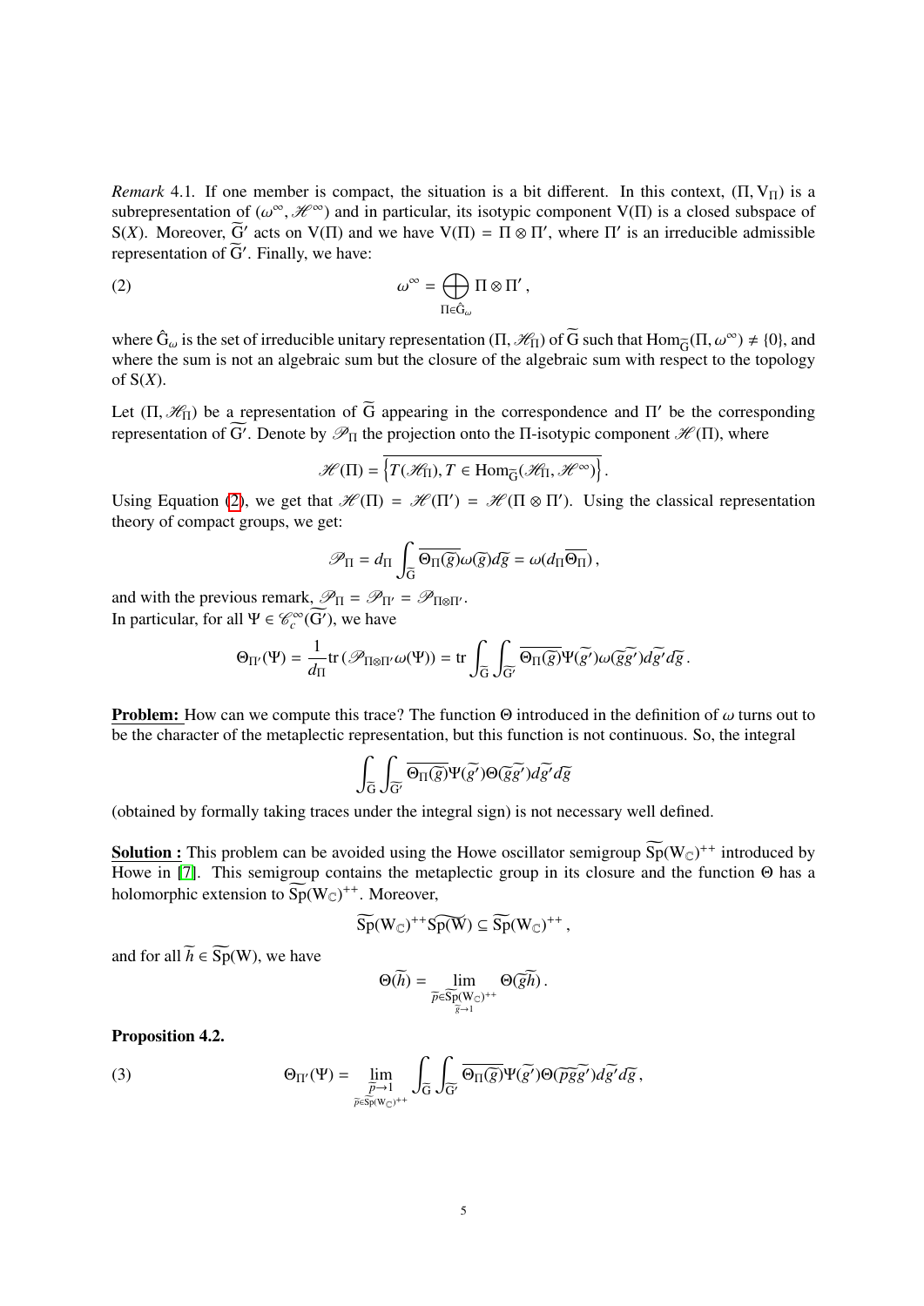*Remark* 4.1. If one member is compact, the situation is a bit different. In this context, $(\Pi, \mathrm{V}_\Pi)$ is a subrepresentation of $(\omega^\infty, \mathscr{H}^\infty)$ and in particular, its isotypic component $\mathrm{V}(\Pi)$ is a closed subspace of $\mathrm{S}(X)$. Moreover, $\widetilde{\mathrm{G}}'$ acts on $\mathrm{V}(\Pi)$ and we have $\mathrm{V}(\Pi) = \Pi \otimes \Pi'$, where $\Pi'$ is an irreducible admissible representation of $\widetilde{\mathrm{G}}'$. Finally, we have:

$$\omega^\infty = \bigoplus_{\Pi \in \hat{\mathrm{G}}_\omega} \Pi \otimes \Pi' \,, \tag{2}$$

where $\hat{\mathrm{G}}_\omega$ is the set of irreducible unitary representation $(\Pi, \mathscr{H}_\Pi)$ of $\widetilde{\mathrm{G}}$ such that $\mathrm{Hom}_{\widetilde{\mathrm{G}}}(\Pi, \omega^\infty) \neq \{0\}$, and where the sum is not an algebraic sum but the closure of the algebraic sum with respect to the topology of $\mathrm{S}(X)$.

Let $(\Pi, \mathscr{H}_\Pi)$ be a representation of $\widetilde{\mathrm{G}}$ appearing in the correspondence and $\Pi'$ be the corresponding representation of $\widetilde{\mathrm{G}'}$. Denote by $\mathscr{P}_\Pi$ the projection onto the $\Pi$-isotypic component $\mathscr{H}(\Pi)$, where

$$\mathscr{H}(\Pi) = \overline{\left\{T(\mathscr{H}_\Pi), T \in \mathrm{Hom}_{\widetilde{\mathrm{G}}}(\mathscr{H}_\Pi, \mathscr{H}^\infty)\right\}}.$$

Using Equation (2), we get that $\mathscr{H}(\Pi) = \mathscr{H}(\Pi') = \mathscr{H}(\Pi \otimes \Pi')$. Using the classical representation theory of compact groups, we get:

$$\mathscr{P}_\Pi = d_\Pi \int_{\widetilde{\mathrm{G}}} \overline{\Theta_\Pi(\widetilde{g})}\omega(\widetilde{g})d\widetilde{g} = \omega(d_\Pi \overline{\Theta_\Pi}) \,,$$

and with the previous remark, $\mathscr{P}_\Pi = \mathscr{P}_{\Pi'} = \mathscr{P}_{\Pi \otimes \Pi'}$.
In particular, for all $\Psi \in \mathscr{C}_c^\infty(\widetilde{\mathrm{G}'})$, we have

$$\Theta_{\Pi'}(\Psi) = \frac{1}{d_\Pi}\mathrm{tr}\left(\mathscr{P}_{\Pi\otimes\Pi'}\omega(\Psi)\right) = \mathrm{tr} \int_{\widetilde{\mathrm{G}}} \int_{\widetilde{\mathrm{G}'}} \overline{\Theta_\Pi(\widetilde{g})}\Psi(\widetilde{g'})\omega(\widetilde{g}\widetilde{g'})d\widetilde{g'}d\widetilde{g} \,.$$

**Problem:** How can we compute this trace? The function $\Theta$ introduced in the definition of $\omega$ turns out to be the character of the metaplectic representation, but this function is not continuous. So, the integral

$$\int_{\widetilde{\mathrm{G}}} \int_{\widetilde{\mathrm{G}'}} \overline{\Theta_\Pi(\widetilde{g})}\Psi(\widetilde{g'})\Theta(\widetilde{g}\widetilde{g'})d\widetilde{g'}d\widetilde{g}$$

(obtained by formally taking traces under the integral sign) is not necessary well defined.

**Solution :** This problem can be avoided using the Howe oscillator semigroup $\widetilde{\mathrm{Sp}}(\mathrm{W}_\mathbb{C})^{++}$ introduced by Howe in [7]. This semigroup contains the metaplectic group in its closure and the function $\Theta$ has a holomorphic extension to $\widetilde{\mathrm{Sp}}(\mathrm{W}_\mathbb{C})^{++}$. Moreover,

$$\widetilde{\mathrm{Sp}}(\mathrm{W}_\mathbb{C})^{++}\widetilde{\mathrm{Sp}(\mathrm{W})} \subseteq \widetilde{\mathrm{Sp}}(\mathrm{W}_\mathbb{C})^{++} \,,$$

and for all $\widetilde{h} \in \widetilde{\mathrm{Sp}}(\mathrm{W})$, we have

$$\Theta(\widetilde{h}) = \lim_{\substack{\widetilde{p} \in \widetilde{\mathrm{Sp}}(\mathrm{W}_\mathbb{C})^{++} \\ \widetilde{g} \to 1}} \Theta(\widetilde{g}\widetilde{h}) \,.$$

**Proposition 4.2.**

$$\Theta_{\Pi'}(\Psi) = \lim_{\substack{\widetilde{p} \to 1 \\ \widetilde{p} \in \widetilde{\mathrm{Sp}}(\mathrm{W}_\mathbb{C})^{++}}} \int_{\widetilde{\mathrm{G}}} \int_{\widetilde{\mathrm{G}'}} \overline{\Theta_\Pi(\widetilde{g})}\Psi(\widetilde{g'})\Theta(\widetilde{p}\widetilde{g}\widetilde{g'})d\widetilde{g'}d\widetilde{g} \,, \tag{3}$$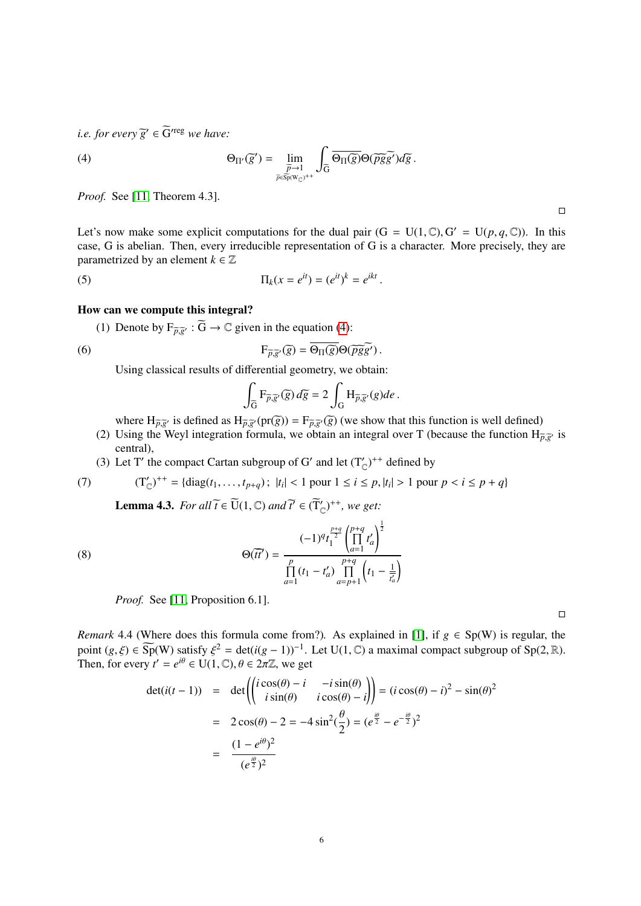*i.e. for every* $\widetilde{g}' \in \widetilde{\mathrm{G}}'^{\mathrm{reg}}$ *we have:*

$$\Theta_{\Pi'}(\widetilde{g}') = \lim_{\substack{\widetilde{p} \to 1 \\ \widetilde{p} \in \widetilde{\mathrm{Sp}}(\mathrm{W}_{\mathbb{C}})^{++}}} \int_{\widetilde{\mathrm{G}}} \overline{\Theta_{\Pi}(\widetilde{g})} \Theta(\widetilde{p}\widetilde{g}\widetilde{g}') d\widetilde{g} \,. \tag{4}$$

*Proof.* See [11, Theorem 4.3]. □

Let's now make some explicit computations for the dual pair $(\mathrm{G} = \mathrm{U}(1, \mathbb{C}), \mathrm{G}' = \mathrm{U}(p, q, \mathbb{C}))$. In this case, G is abelian. Then, every irreducible representation of G is a character. More precisely, they are parametrized by an element $k \in \mathbb{Z}$

$$\Pi_k(x = e^{it}) = (e^{it})^k = e^{ikt} \,. \tag{5}$$

**How can we compute this integral?**

(1) Denote by $\mathrm{F}_{\widetilde{p}, \widetilde{g}'} : \widetilde{\mathrm{G}} \to \mathbb{C}$ given in the equation (4):

$$\mathrm{F}_{\widetilde{p}, \widetilde{g}'}(\widetilde{g}) = \overline{\Theta_{\Pi}(\widetilde{g})} \Theta(\widetilde{p}\widetilde{g}\widetilde{g}') \,. \tag{6}$$

Using classical results of differential geometry, we obtain:

$$\int_{\widetilde{\mathrm{G}}} \mathrm{F}_{\widetilde{p}, \widetilde{g}'}(\widetilde{g}) \, d\widetilde{g} = 2 \int_{\mathrm{G}} \mathrm{H}_{\widetilde{p}, \widetilde{g}'}(g) de \,.$$

where $\mathrm{H}_{\widetilde{p}, \widetilde{g}'}$ is defined as $\mathrm{H}_{\widetilde{p}, \widetilde{g}'}(\mathrm{pr}(\widetilde{g})) = \mathrm{F}_{\widetilde{p}, \widetilde{g}'}(\widetilde{g})$ (we show that this function is well defined)

(2) Using the Weyl integration formula, we obtain an integral over T (because the function $\mathrm{H}_{\widetilde{p}, \widetilde{g}'}$ is central),

(3) Let T′ the compact Cartan subgroup of G′ and let $(\mathrm{T}'_{\mathbb{C}})^{++}$ defined by

$$(\mathrm{T}'_{\mathbb{C}})^{++} = \{\mathrm{diag}(t_1, \ldots, t_{p+q}) \,;\ |t_i| < 1 \text{ pour } 1 \leq i \leq p, |t_i| > 1 \text{ pour } p < i \leq p+q\} \tag{7}$$

**Lemma 4.3.** *For all* $\widetilde{t} \in \widetilde{\mathrm{U}}(1, \mathbb{C})$ *and* $\widetilde{t}' \in (\widetilde{\mathrm{T}}'_{\mathbb{C}})^{++}$*, we get:*

$$\Theta(\widetilde{t}\widetilde{t}') = \frac{(-1)^q t_1^{\frac{p+q}{2}} \left(\prod\limits_{a=1}^{p+q} t'_a\right)^{\frac{1}{2}}}{\prod\limits_{a=1}^{p} (t_1 - t'_a) \prod\limits_{a=p+1}^{p+q} \left(t_1 - \frac{1}{t'_a}\right)} \tag{8}$$

*Proof.* See [11, Proposition 6.1]. □

*Remark* 4.4 (Where does this formula come from?). As explained in [1], if $g \in \mathrm{Sp}(\mathrm{W})$ is regular, the point $(g, \xi) \in \widetilde{\mathrm{Sp}}(\mathrm{W})$ satisfy $\xi^2 = \det(i(g-1))^{-1}$. Let $\mathrm{U}(1, \mathbb{C})$ a maximal compact subgroup of $\mathrm{Sp}(2, \mathbb{R})$. Then, for every $t' = e^{i\theta} \in \mathrm{U}(1, \mathbb{C}), \theta \in 2\pi\mathbb{Z}$, we get

$$\begin{aligned}
\det(i(t-1)) &= \det\left(\begin{pmatrix} i\cos(\theta) - i & -i\sin(\theta) \\ i\sin(\theta) & i\cos(\theta) - i \end{pmatrix}\right) = (i\cos(\theta) - i)^2 - \sin(\theta)^2 \\
&= 2\cos(\theta) - 2 = -4\sin^2(\frac{\theta}{2}) = (e^{\frac{i\theta}{2}} - e^{-\frac{i\theta}{2}})^2 \\
&= \frac{(1 - e^{i\theta})^2}{(e^{\frac{i\theta}{2}})^2}
\end{aligned}$$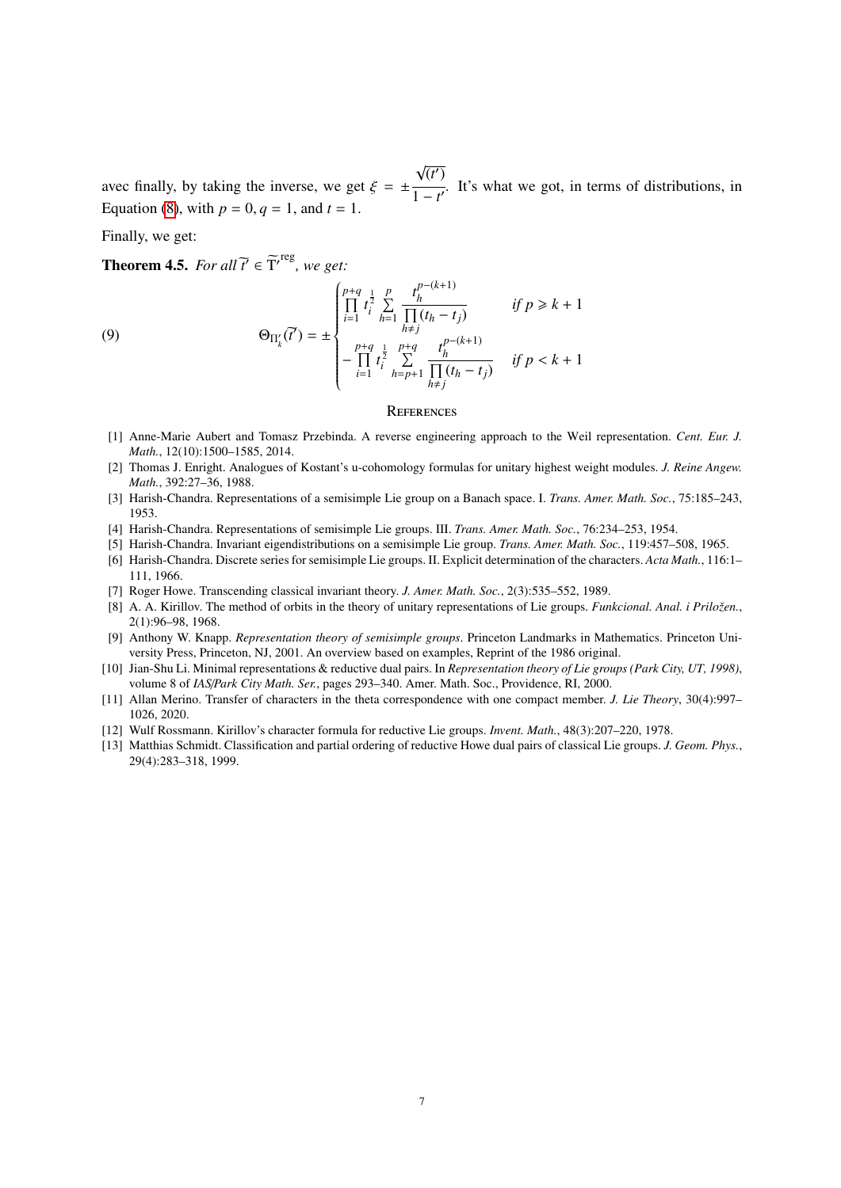avec finally, by taking the inverse, we get $\xi = \pm\dfrac{\sqrt{(t')}}{1-t'}$. It's what we got, in terms of distributions, in Equation (8), with $p = 0, q = 1$, and $t = 1$.

Finally, we get:

**Theorem 4.5.** *For all* $\widetilde{t'} \in \widetilde{\mathrm{T}'}^{\mathrm{reg}}$*, we get:*

$$
\Theta_{\Pi'_k}(\widetilde{t'}) = \pm \begin{cases} \prod\limits_{i=1}^{p+q} t_i^{\frac{1}{2}} \sum\limits_{h=1}^{p} \dfrac{t_h^{p-(k+1)}}{\prod\limits_{h \neq j}(t_h - t_j)} & \text{if } p \geqslant k+1 \\ -\prod\limits_{i=1}^{p+q} t_i^{\frac{1}{2}} \sum\limits_{h=p+1}^{p+q} \dfrac{t_h^{p-(k+1)}}{\prod\limits_{h \neq j}(t_h - t_j)} & \text{if } p < k+1 \end{cases} \tag{9}
$$

## References

[1] Anne-Marie Aubert and Tomasz Przebinda. A reverse engineering approach to the Weil representation. *Cent. Eur. J. Math.*, 12(10):1500–1585, 2014.

[2] Thomas J. Enright. Analogues of Kostant's u-cohomology formulas for unitary highest weight modules. *J. Reine Angew. Math.*, 392:27–36, 1988.

[3] Harish-Chandra. Representations of a semisimple Lie group on a Banach space. I. *Trans. Amer. Math. Soc.*, 75:185–243, 1953.

[4] Harish-Chandra. Representations of semisimple Lie groups. III. *Trans. Amer. Math. Soc.*, 76:234–253, 1954.

[5] Harish-Chandra. Invariant eigendistributions on a semisimple Lie group. *Trans. Amer. Math. Soc.*, 119:457–508, 1965.

[6] Harish-Chandra. Discrete series for semisimple Lie groups. II. Explicit determination of the characters. *Acta Math.*, 116:1–111, 1966.

[7] Roger Howe. Transcending classical invariant theory. *J. Amer. Math. Soc.*, 2(3):535–552, 1989.

[8] A. A. Kirillov. The method of orbits in the theory of unitary representations of Lie groups. *Funkcional. Anal. i Priložen.*, 2(1):96–98, 1968.

[9] Anthony W. Knapp. *Representation theory of semisimple groups*. Princeton Landmarks in Mathematics. Princeton University Press, Princeton, NJ, 2001. An overview based on examples, Reprint of the 1986 original.

[10] Jian-Shu Li. Minimal representations & reductive dual pairs. In *Representation theory of Lie groups (Park City, UT, 1998)*, volume 8 of *IAS/Park City Math. Ser.*, pages 293–340. Amer. Math. Soc., Providence, RI, 2000.

[11] Allan Merino. Transfer of characters in the theta correspondence with one compact member. *J. Lie Theory*, 30(4):997–1026, 2020.

[12] Wulf Rossmann. Kirillov's character formula for reductive Lie groups. *Invent. Math.*, 48(3):207–220, 1978.

[13] Matthias Schmidt. Classification and partial ordering of reductive Howe dual pairs of classical Lie groups. *J. Geom. Phys.*, 29(4):283–318, 1999.